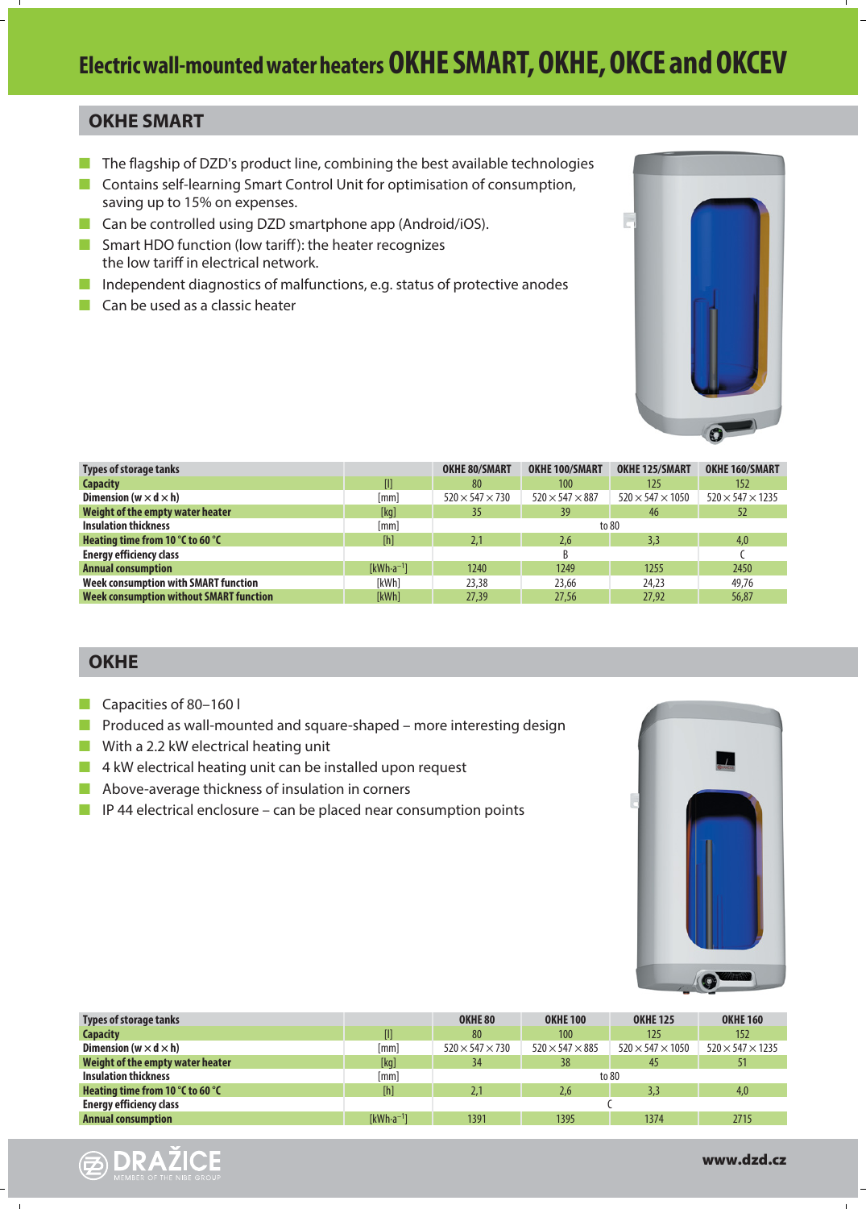# Electric wall-mounted water heaters OKHE SMART, OKHE, OKCE and OKCEV

## OKHE SMART

- The flagship of DZD's product line, combining the best available technologies
- Contains self-learning Smart Control Unit for optimisation of consumption, saving up to 15% on expenses.
- Can be controlled using DZD smartphone app (Android/iOS).
- Smart HDO function (low tariff): the heater recognizes the low tariff in electrical network.
- Independent diagnostics of malfunctions, e.g. status of protective anodes
- Can be used as a classic heater

| Types of storage tanks | | OKHE 80/SMART | OKHE 100/SMART | OKHE 125/SMART | OKHE 160/SMART |
|---|---|---|---|---|---|
| Capacity | [l] | 80 | 100 | 125 | 152 |
| Dimension (w × d × h) | [mm] | 520 × 547 × 730 | 520 × 547 × 887 | 520 × 547 × 1050 | 520 × 547 × 1235 |
| Weight of the empty water heater | [kg] | 35 | 39 | 46 | 52 |
| Insulation thickness | [mm] | to 80 | | | |
| Heating time from 10 °C to 60 °C | [h] | 2,1 | 2,6 | 3,3 | 4,0 |
| Energy efficiency class | | B | | | C |
| Annual consumption | [kWh·a$^{-1}$] | 1240 | 1249 | 1255 | 2450 |
| Week consumption with SMART function | [kWh] | 23,38 | 23,66 | 24,23 | 49,76 |
| Week consumption without SMART function | [kWh] | 27,39 | 27,56 | 27,92 | 56,87 |

## OKHE

- Capacities of 80–160 l
- Produced as wall-mounted and square-shaped – more interesting design
- With a 2.2 kW electrical heating unit
- 4 kW electrical heating unit can be installed upon request
- Above-average thickness of insulation in corners
- IP 44 electrical enclosure – can be placed near consumption points

| Types of storage tanks | | OKHE 80 | OKHE 100 | OKHE 125 | OKHE 160 |
|---|---|---|---|---|---|
| Capacity | [l] | 80 | 100 | 125 | 152 |
| Dimension (w × d × h) | [mm] | 520 × 547 × 730 | 520 × 547 × 885 | 520 × 547 × 1050 | 520 × 547 × 1235 |
| Weight of the empty water heater | [kg] | 34 | 38 | 45 | 51 |
| Insulation thickness | [mm] | to 80 | | | |
| Heating time from 10 °C to 60 °C | [h] | 2,1 | 2,6 | 3,3 | 4,0 |
| Energy efficiency class | | C | | | |
| Annual consumption | [kWh·a$^{-1}$] | 1391 | 1395 | 1374 | 2715 |

DRAŽICE MEMBER OF THE NIBE GROUP

www.dzd.cz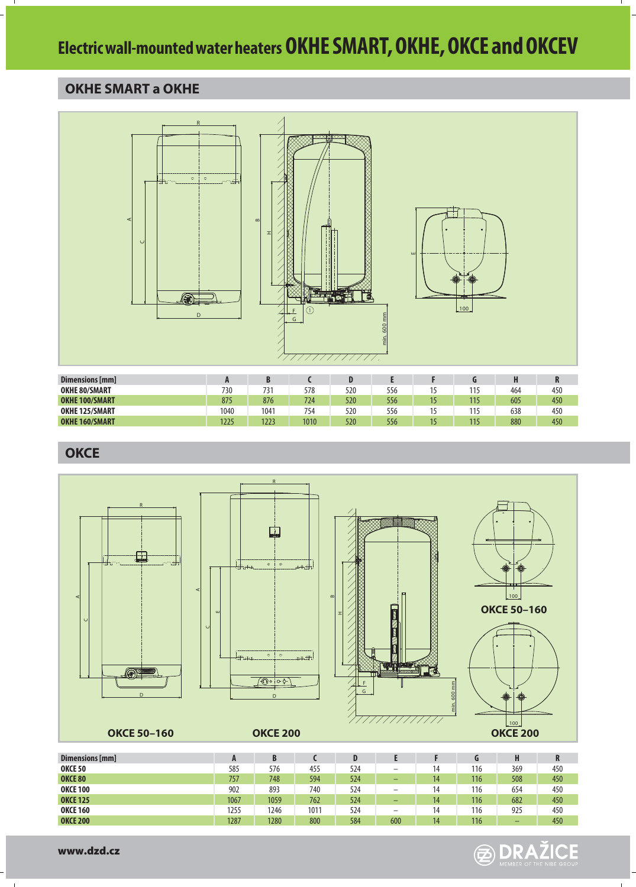# Electric wall-mounted water heaters OKHE SMART, OKHE, OKCE and OKCEV

## OKHE SMART a OKHE

| Dimensions [mm] | A | B | C | D | E | F | G | H | R |
|---|---|---|---|---|---|---|---|---|---|
| OKHE 80/SMART | 730 | 731 | 578 | 520 | 556 | 15 | 115 | 464 | 450 |
| OKHE 100/SMART | 875 | 876 | 724 | 520 | 556 | 15 | 115 | 605 | 450 |
| OKHE 125/SMART | 1040 | 1041 | 754 | 520 | 556 | 15 | 115 | 638 | 450 |
| OKHE 160/SMART | 1225 | 1223 | 1010 | 520 | 556 | 15 | 115 | 880 | 450 |

## OKCE

OKCE 50–160

OKCE 200

| Dimensions [mm] | A | B | C | D | E | F | G | H | R |
|---|---|---|---|---|---|---|---|---|---|
| OKCE 50 | 585 | 576 | 455 | 524 | – | 14 | 116 | 369 | 450 |
| OKCE 80 | 757 | 748 | 594 | 524 | – | 14 | 116 | 508 | 450 |
| OKCE 100 | 902 | 893 | 740 | 524 | – | 14 | 116 | 654 | 450 |
| OKCE 125 | 1067 | 1059 | 762 | 524 | – | 14 | 116 | 682 | 450 |
| OKCE 160 | 1255 | 1246 | 1011 | 524 | – | 14 | 116 | 925 | 450 |
| OKCE 200 | 1287 | 1280 | 800 | 584 | 600 | 14 | 116 | – | 450 |

www.dzd.cz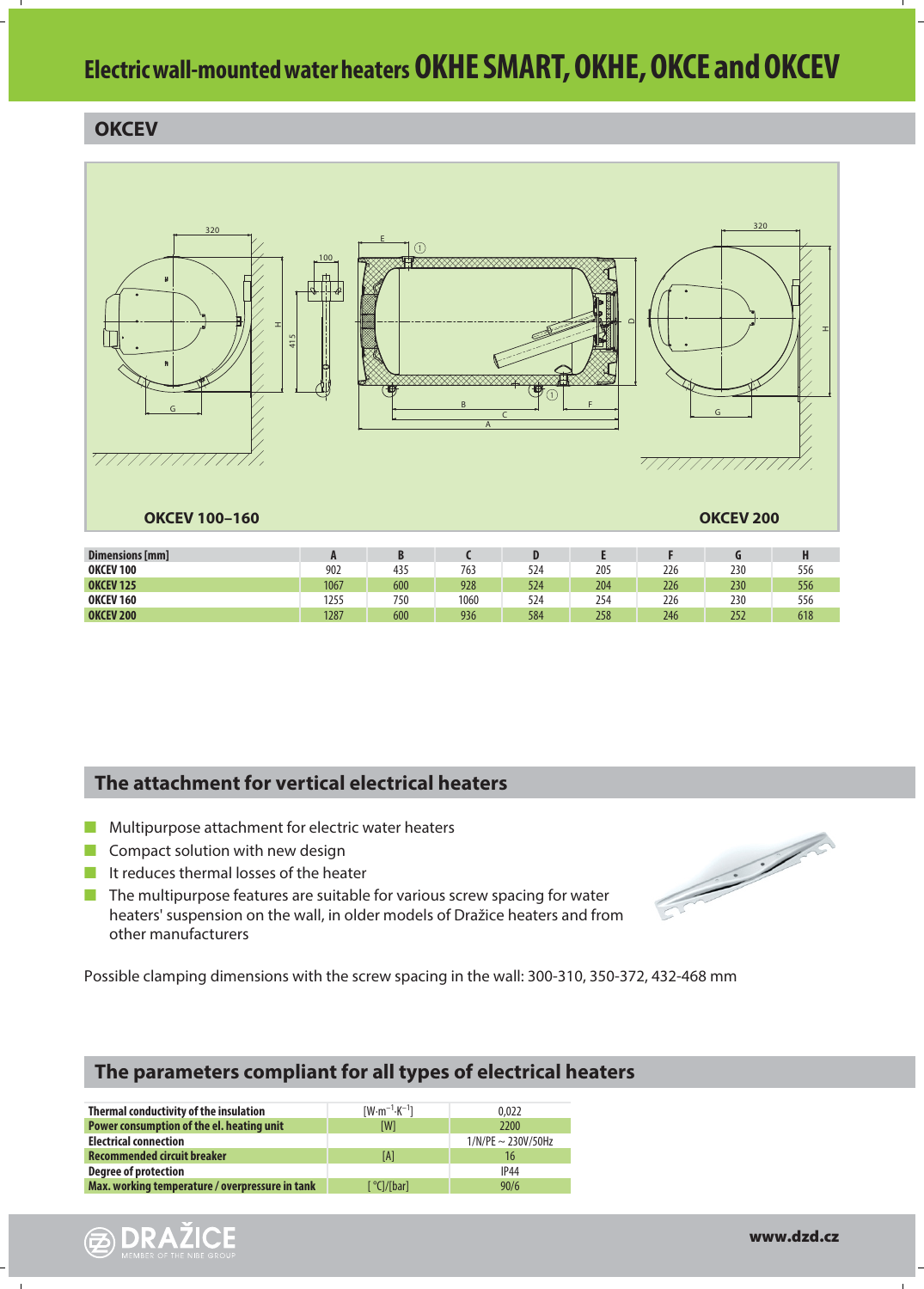# Electric wall-mounted water heaters OKHE SMART, OKHE, OKCE and OKCEV

## OKCEV

OKCEV 100–160

OKCEV 200

| Dimensions [mm] | A | B | C | D | E | F | G | H |
|---|---|---|---|---|---|---|---|---|
| OKCEV 100 | 902 | 435 | 763 | 524 | 205 | 226 | 230 | 556 |
| OKCEV 125 | 1067 | 600 | 928 | 524 | 204 | 226 | 230 | 556 |
| OKCEV 160 | 1255 | 750 | 1060 | 524 | 254 | 226 | 230 | 556 |
| OKCEV 200 | 1287 | 600 | 936 | 584 | 258 | 246 | 252 | 618 |

## The attachment for vertical electrical heaters

- Multipurpose attachment for electric water heaters
- Compact solution with new design
- It reduces thermal losses of the heater
- The multipurpose features are suitable for various screw spacing for water heaters' suspension on the wall, in older models of Dražice heaters and from other manufacturers

Possible clamping dimensions with the screw spacing in the wall: 300-310, 350-372, 432-468 mm

## The parameters compliant for all types of electrical heaters

| | | |
|---|---|---|
| Thermal conductivity of the insulation | $[W \cdot m^{-1} \cdot K^{-1}]$ | 0,022 |
| Power consumption of the el. heating unit | [W] | 2200 |
| Electrical connection | | 1/N/PE ~ 230V/50Hz |
| Recommended circuit breaker | [A] | 16 |
| Degree of protection | | IP44 |
| Max. working temperature / overpressure in tank | [ °C]/[bar] | 90/6 |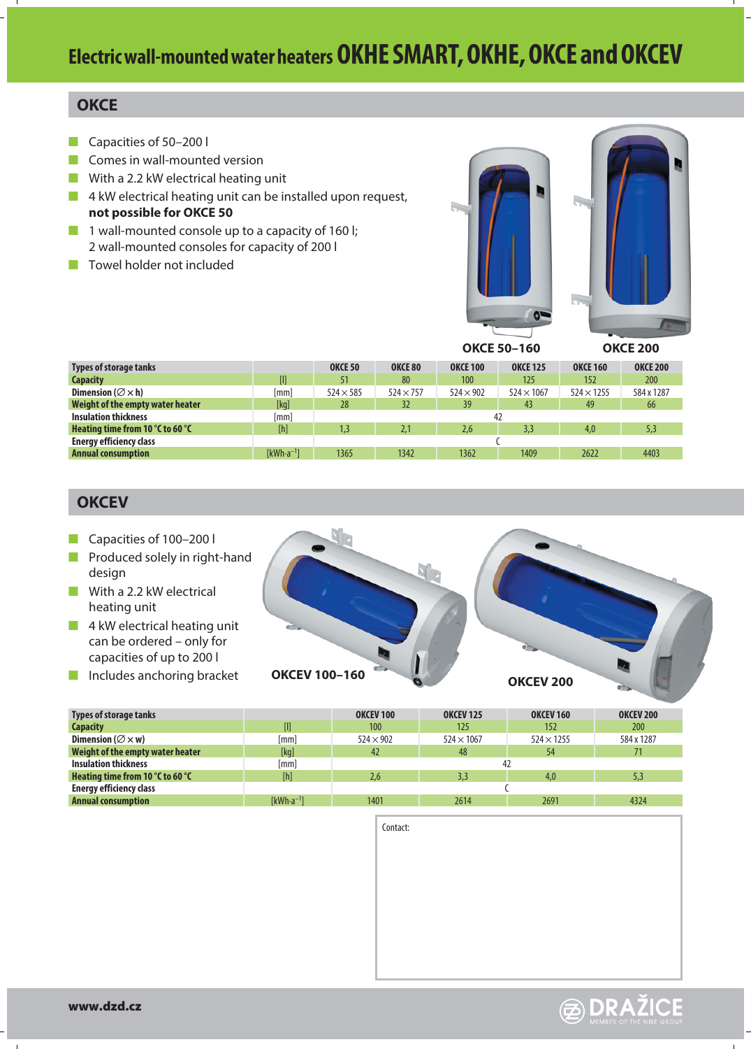# Electric wall-mounted water heaters OKHE SMART, OKHE, OKCE and OKCEV

## OKCE

- Capacities of 50–200 l
- Comes in wall-mounted version
- With a 2.2 kW electrical heating unit
- 4 kW electrical heating unit can be installed upon request, **not possible for OKCE 50**
- 1 wall-mounted console up to a capacity of 160 l; 2 wall-mounted consoles for capacity of 200 l
- Towel holder not included

OKCE 50–160

OKCE 200

| Types of storage tanks | | OKCE 50 | OKCE 80 | OKCE 100 | OKCE 125 | OKCE 160 | OKCE 200 |
|---|---|---|---|---|---|---|---|
| Capacity | [l] | 51 | 80 | 100 | 125 | 152 | 200 |
| Dimension (∅ × h) | [mm] | 524 × 585 | 524 × 757 | 524 × 902 | 524 × 1067 | 524 × 1255 | 584 x 1287 |
| Weight of the empty water heater | [kg] | 28 | 32 | 39 | 43 | 49 | 66 |
| Insulation thickness | [mm] | 42 | | | | | |
| Heating time from 10 °C to 60 °C | [h] | 1,3 | 2,1 | 2,6 | 3,3 | 4,0 | 5,3 |
| Energy efficiency class | | C | | | | | |
| Annual consumption | [kWh·a⁻¹] | 1365 | 1342 | 1362 | 1409 | 2622 | 4403 |

## OKCEV

- Capacities of 100–200 l
- Produced solely in right-hand design
- With a 2.2 kW electrical heating unit
- 4 kW electrical heating unit can be ordered – only for capacities of up to 200 l
- Includes anchoring bracket

OKCEV 100–160

OKCEV 200

| Types of storage tanks | | OKCEV 100 | OKCEV 125 | OKCEV 160 | OKCEV 200 |
|---|---|---|---|---|---|
| Capacity | [l] | 100 | 125 | 152 | 200 |
| Dimension (∅ × w) | [mm] | 524 × 902 | 524 × 1067 | 524 × 1255 | 584 x 1287 |
| Weight of the empty water heater | [kg] | 42 | 48 | 54 | 71 |
| Insulation thickness | [mm] | 42 | | | |
| Heating time from 10 °C to 60 °C | [h] | 2,6 | 3,3 | 4,0 | 5,3 |
| Energy efficiency class | | C | | | |
| Annual consumption | [kWh·a⁻¹] | 1401 | 2614 | 2691 | 4324 |

Contact:

www.dzd.cz

DRAŽICE MEMBER OF THE NIBE GROUP